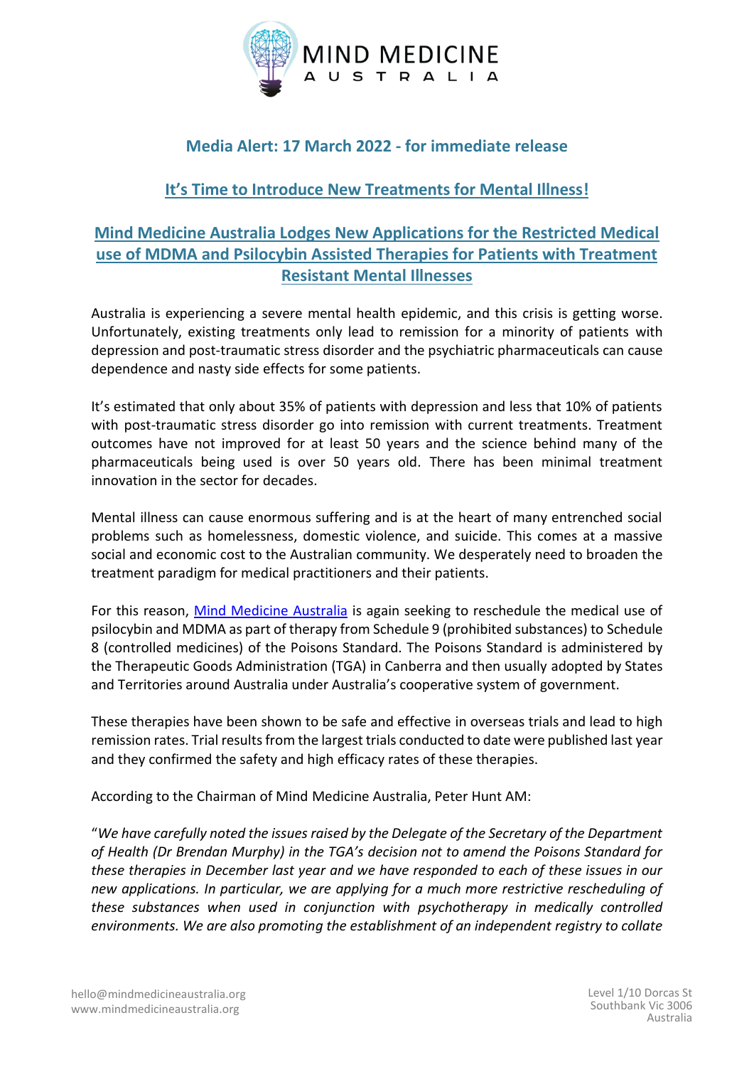**Media Alert: 17 March 2022 - for immediate release**

# It's Time to Introduce New Treatments for Mental Illness!

## Mind Medicine Australia Lodges New Applications for the Restricted Medical use of MDMA and Psilocybin Assisted Therapies for Patients with Treatment Resistant Mental Illnesses

Australia is experiencing a severe mental health epidemic, and this crisis is getting worse. Unfortunately, existing treatments only lead to remission for a minority of patients with depression and post-traumatic stress disorder and the psychiatric pharmaceuticals can cause dependence and nasty side effects for some patients.

It's estimated that only about 35% of patients with depression and less that 10% of patients with post-traumatic stress disorder go into remission with current treatments. Treatment outcomes have not improved for at least 50 years and the science behind many of the pharmaceuticals being used is over 50 years old. There has been minimal treatment innovation in the sector for decades.

Mental illness can cause enormous suffering and is at the heart of many entrenched social problems such as homelessness, domestic violence, and suicide. This comes at a massive social and economic cost to the Australian community. We desperately need to broaden the treatment paradigm for medical practitioners and their patients.

For this reason, Mind Medicine Australia is again seeking to reschedule the medical use of psilocybin and MDMA as part of therapy from Schedule 9 (prohibited substances) to Schedule 8 (controlled medicines) of the Poisons Standard. The Poisons Standard is administered by the Therapeutic Goods Administration (TGA) in Canberra and then usually adopted by States and Territories around Australia under Australia's cooperative system of government.

These therapies have been shown to be safe and effective in overseas trials and lead to high remission rates. Trial results from the largest trials conducted to date were published last year and they confirmed the safety and high efficacy rates of these therapies.

According to the Chairman of Mind Medicine Australia, Peter Hunt AM:

"*We have carefully noted the issues raised by the Delegate of the Secretary of the Department of Health (Dr Brendan Murphy) in the TGA's decision not to amend the Poisons Standard for these therapies in December last year and we have responded to each of these issues in our new applications. In particular, we are applying for a much more restrictive rescheduling of these substances when used in conjunction with psychotherapy in medically controlled environments. We are also promoting the establishment of an independent registry to collate*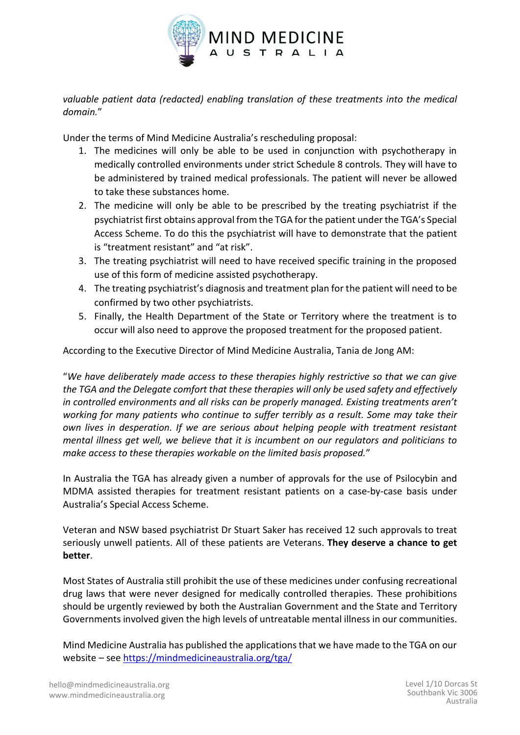*valuable patient data (redacted) enabling translation of these treatments into the medical domain.*"

Under the terms of Mind Medicine Australia's rescheduling proposal:

1. The medicines will only be able to be used in conjunction with psychotherapy in medically controlled environments under strict Schedule 8 controls. They will have to be administered by trained medical professionals. The patient will never be allowed to take these substances home.
2. The medicine will only be able to be prescribed by the treating psychiatrist if the psychiatrist first obtains approval from the TGA for the patient under the TGA's Special Access Scheme. To do this the psychiatrist will have to demonstrate that the patient is "treatment resistant" and "at risk".
3. The treating psychiatrist will need to have received specific training in the proposed use of this form of medicine assisted psychotherapy.
4. The treating psychiatrist's diagnosis and treatment plan for the patient will need to be confirmed by two other psychiatrists.
5. Finally, the Health Department of the State or Territory where the treatment is to occur will also need to approve the proposed treatment for the proposed patient.

According to the Executive Director of Mind Medicine Australia, Tania de Jong AM:

"*We have deliberately made access to these therapies highly restrictive so that we can give the TGA and the Delegate comfort that these therapies will only be used safety and effectively in controlled environments and all risks can be properly managed. Existing treatments aren't working for many patients who continue to suffer terribly as a result. Some may take their own lives in desperation. If we are serious about helping people with treatment resistant mental illness get well, we believe that it is incumbent on our regulators and politicians to make access to these therapies workable on the limited basis proposed.*"

In Australia the TGA has already given a number of approvals for the use of Psilocybin and MDMA assisted therapies for treatment resistant patients on a case-by-case basis under Australia's Special Access Scheme.

Veteran and NSW based psychiatrist Dr Stuart Saker has received 12 such approvals to treat seriously unwell patients. All of these patients are Veterans. **They deserve a chance to get better**.

Most States of Australia still prohibit the use of these medicines under confusing recreational drug laws that were never designed for medically controlled therapies. These prohibitions should be urgently reviewed by both the Australian Government and the State and Territory Governments involved given the high levels of untreatable mental illness in our communities.

Mind Medicine Australia has published the applications that we have made to the TGA on our website – see [https://mindmedicineaustralia.org/tga/](https://mindmedicineaustralia.org/tga/)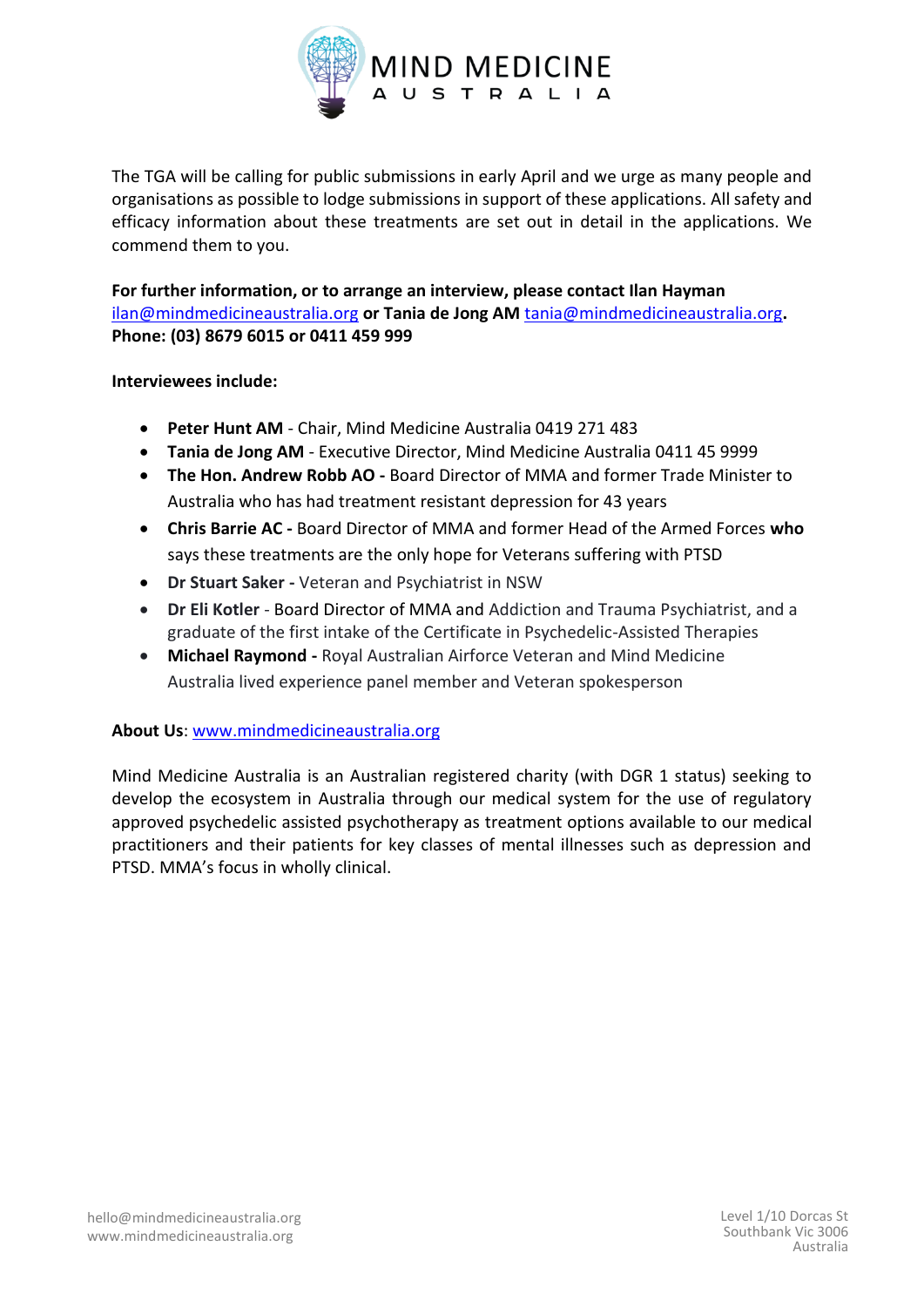The TGA will be calling for public submissions in early April and we urge as many people and organisations as possible to lodge submissions in support of these applications. All safety and efficacy information about these treatments are set out in detail in the applications. We commend them to you.

**For further information, or to arrange an interview, please contact Ilan Hayman** ilan@mindmedicineaustralia.org **or Tania de Jong AM** tania@mindmedicineaustralia.org**.**
**Phone: (03) 8679 6015 or 0411 459 999**

**Interviewees include:**

- **Peter Hunt AM** - Chair, Mind Medicine Australia 0419 271 483
- **Tania de Jong AM** - Executive Director, Mind Medicine Australia 0411 45 9999
- **The Hon. Andrew Robb AO -** Board Director of MMA and former Trade Minister to Australia who has had treatment resistant depression for 43 years
- **Chris Barrie AC -** Board Director of MMA and former Head of the Armed Forces **who** says these treatments are the only hope for Veterans suffering with PTSD
- **Dr Stuart Saker -** Veteran and Psychiatrist in NSW
- **Dr Eli Kotler** - Board Director of MMA and Addiction and Trauma Psychiatrist, and a graduate of the first intake of the Certificate in Psychedelic-Assisted Therapies
- **Michael Raymond -** Royal Australian Airforce Veteran and Mind Medicine Australia lived experience panel member and Veteran spokesperson

**About Us**: www.mindmedicineaustralia.org

Mind Medicine Australia is an Australian registered charity (with DGR 1 status) seeking to develop the ecosystem in Australia through our medical system for the use of regulatory approved psychedelic assisted psychotherapy as treatment options available to our medical practitioners and their patients for key classes of mental illnesses such as depression and PTSD. MMA's focus in wholly clinical.